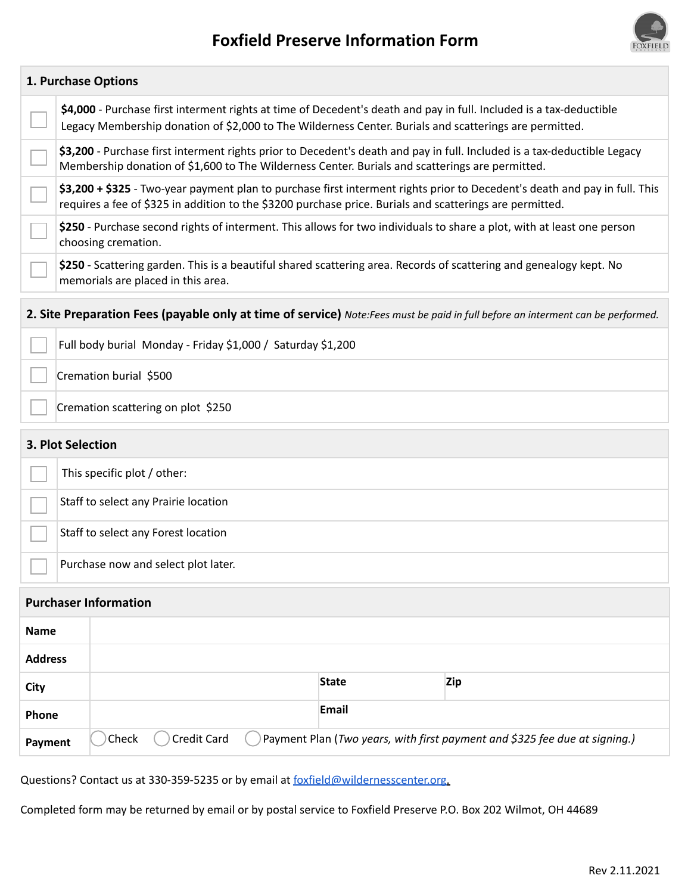# Foxfield Preserve Information Form

| 1. Purchase Options | |
|---|---|
| ☐ | **$4,000** - Purchase first interment rights at time of Decedent's death and pay in full. Included is a tax-deductible Legacy Membership donation of $2,000 to The Wilderness Center. Burials and scatterings are permitted. |
| ☐ | **$3,200** - Purchase first interment rights prior to Decedent's death and pay in full. Included is a tax-deductible Legacy Membership donation of $1,600 to The Wilderness Center. Burials and scatterings are permitted. |
| ☐ | **$3,200 + $325** - Two-year payment plan to purchase first interment rights prior to Decedent's death and pay in full. This requires a fee of $325 in addition to the $3200 purchase price. Burials and scatterings are permitted. |
| ☐ | **$250** - Purchase second rights of interment. This allows for two individuals to share a plot, with at least one person choosing cremation. |
| ☐ | **$250** - Scattering garden. This is a beautiful shared scattering area. Records of scattering and genealogy kept. No memorials are placed in this area. |

| 2. Site Preparation Fees (payable only at time of service) *Note:Fees must be paid in full before an interment can be performed.* | |
|---|---|
| ☐ | Full body burial Monday - Friday $1,000 / Saturday $1,200 |
| ☐ | Cremation burial $500 |
| ☐ | Cremation scattering on plot $250 |

| 3. Plot Selection | |
|---|---|
| ☐ | This specific plot / other: |
| ☐ | Staff to select any Prairie location |
| ☐ | Staff to select any Forest location |
| ☐ | Purchase now and select plot later. |

| Purchaser Information | | | |
|---|---|---|---|
| **Name** | | | |
| **Address** | | | |
| **City** | | **State** | **Zip** |
| **Phone** | | **Email** | |
| **Payment** | ◯ Check ◯ Credit Card ◯ Payment Plan (*Two years, with first payment and $325 fee due at signing.*) | | |

Questions? Contact us at 330-359-5235 or by email at foxfield@wildernesscenter.org.

Completed form may be returned by email or by postal service to Foxfield Preserve P.O. Box 202 Wilmot, OH 44689

Rev 2.11.2021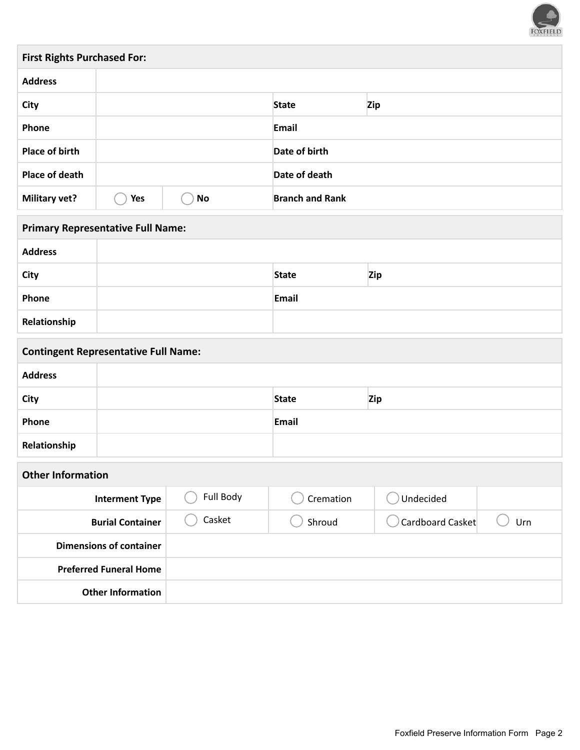| First Rights Purchased For: | | | | |
|---|---|---|---|---|
| **Address** | | | | |
| **City** | | | **State** | **Zip** |
| **Phone** | | | **Email** | |
| **Place of birth** | | | **Date of birth** | |
| **Place of death** | | | **Date of death** | |
| **Military vet?** | ◯ Yes | ◯ No | **Branch and Rank** | |

| Primary Representative Full Name: | | | |
|---|---|---|---|
| **Address** | | | |
| **City** | | **State** | **Zip** |
| **Phone** | | **Email** | |
| **Relationship** | | | |

| Contingent Representative Full Name: | | | |
|---|---|---|---|
| **Address** | | | |
| **City** | | **State** | **Zip** |
| **Phone** | | **Email** | |
| **Relationship** | | | |

| Other Information | | | | |
|---|---|---|---|---|
| **Interment Type** | ◯ Full Body | ◯ Cremation | ◯ Undecided | |
| **Burial Container** | ◯ Casket | ◯ Shroud | ◯ Cardboard Casket | ◯ Urn |
| **Dimensions of container** | | | | |
| **Preferred Funeral Home** | | | | |
| **Other Information** | | | | |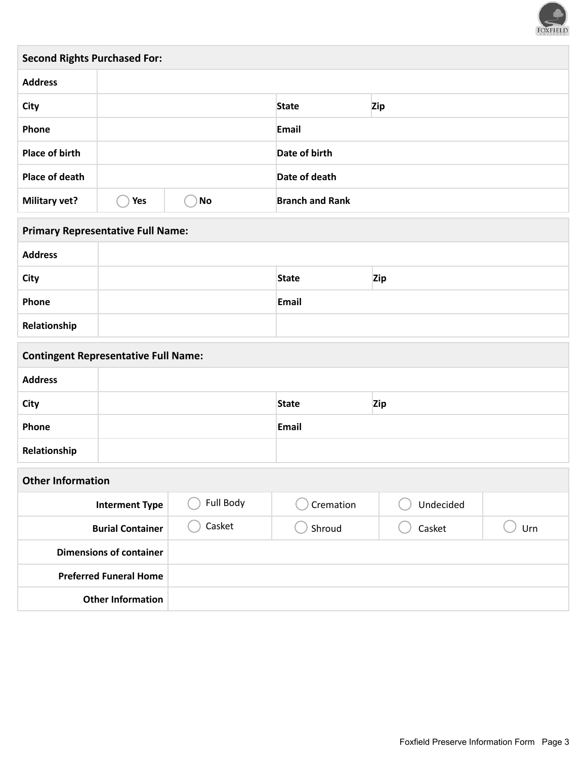| Second Rights Purchased For: | | | | |
|---|---|---|---|---|
| **Address** | | | | |
| **City** | | | **State** | **Zip** |
| **Phone** | | | **Email** | |
| **Place of birth** | | | **Date of birth** | |
| **Place of death** | | | **Date of death** | |
| **Military vet?** | ◯ **Yes** | ◯ **No** | **Branch and Rank** | |

| Primary Representative Full Name: | | | |
|---|---|---|---|
| **Address** | | | |
| **City** | | **State** | **Zip** |
| **Phone** | | **Email** | |
| **Relationship** | | | |

| Contingent Representative Full Name: | | | |
|---|---|---|---|
| **Address** | | | |
| **City** | | **State** | **Zip** |
| **Phone** | | **Email** | |
| **Relationship** | | | |

| Other Information | | | | |
|---|---|---|---|---|
| **Interment Type** | ◯ Full Body | ◯ Cremation | ◯ Undecided | |
| **Burial Container** | ◯ Casket | ◯ Shroud | ◯ Casket | ◯ Urn |
| **Dimensions of container** | | | | |
| **Preferred Funeral Home** | | | | |
| **Other Information** | | | | |